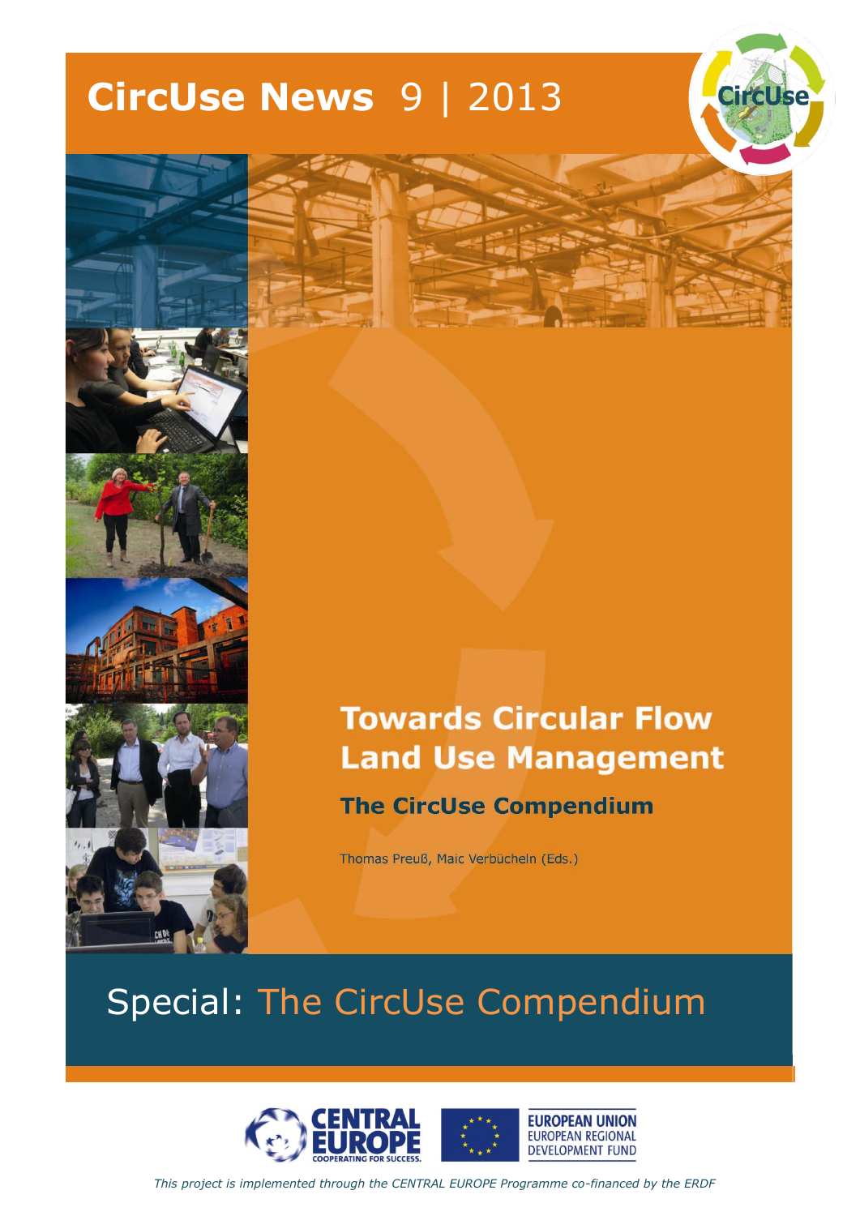# CircUse News 9 | 2013

## Towards Circular Flow Land Use Management

### The CircUse Compendium

Thomas Preuß, Maic Verbücheln (Eds.)

## Special: The CircUse Compendium

*This project is implemented through the CENTRAL EUROPE Programme co-financed by the ERDF*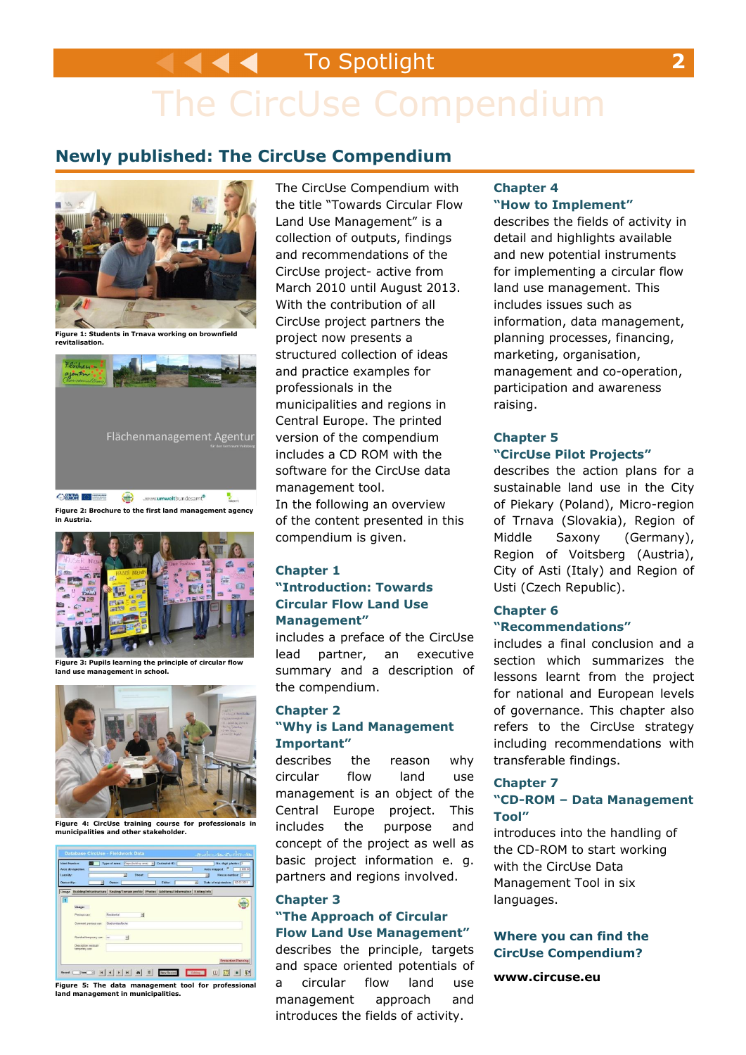# The CircUse Compendium

## Newly published: The CircUse Compendium

Figure 1: Students in Trnava working on brownfield revitalisation.

Figure 2: Brochure to the first land management agency in Austria.

Figure 3: Pupils learning the principle of circular flow land use management in school.

Figure 4: CircUse training course for professionals in municipalities and other stakeholder.

Figure 5: The data management tool for professional land management in municipalities.

The CircUse Compendium with the title "Towards Circular Flow Land Use Management" is a collection of outputs, findings and recommendations of the CircUse project- active from March 2010 until August 2013. With the contribution of all CircUse project partners the project now presents a structured collection of ideas and practice examples for professionals in the municipalities and regions in Central Europe. The printed version of the compendium includes a CD ROM with the software for the CircUse data management tool.

In the following an overview of the content presented in this compendium is given.

### Chapter 1 "Introduction: Towards Circular Flow Land Use Management"

includes a preface of the CircUse lead partner, an executive summary and a description of the compendium.

### Chapter 2 "Why is Land Management Important"

describes the reason why circular flow land use management is an object of the Central Europe project. This includes the purpose and concept of the project as well as basic project information e. g. partners and regions involved.

### Chapter 3 "The Approach of Circular Flow Land Use Management"

describes the principle, targets and space oriented potentials of a circular flow land use management approach and introduces the fields of activity.

### Chapter 4 "How to Implement"

describes the fields of activity in detail and highlights available and new potential instruments for implementing a circular flow land use management. This includes issues such as information, data management, planning processes, financing, marketing, organisation, management and co-operation, participation and awareness raising.

### Chapter 5 "CircUse Pilot Projects"

describes the action plans for a sustainable land use in the City of Piekary (Poland), Micro-region of Trnava (Slovakia), Region of Middle Saxony (Germany), Region of Voitsberg (Austria), City of Asti (Italy) and Region of Usti (Czech Republic).

### Chapter 6 "Recommendations"

includes a final conclusion and a section which summarizes the lessons learnt from the project for national and European levels of governance. This chapter also refers to the CircUse strategy including recommendations with transferable findings.

### Chapter 7 "CD-ROM – Data Management Tool"

introduces into the handling of the CD-ROM to start working with the CircUse Data Management Tool in six languages.

### Where you can find the CircUse Compendium?

**www.circuse.eu**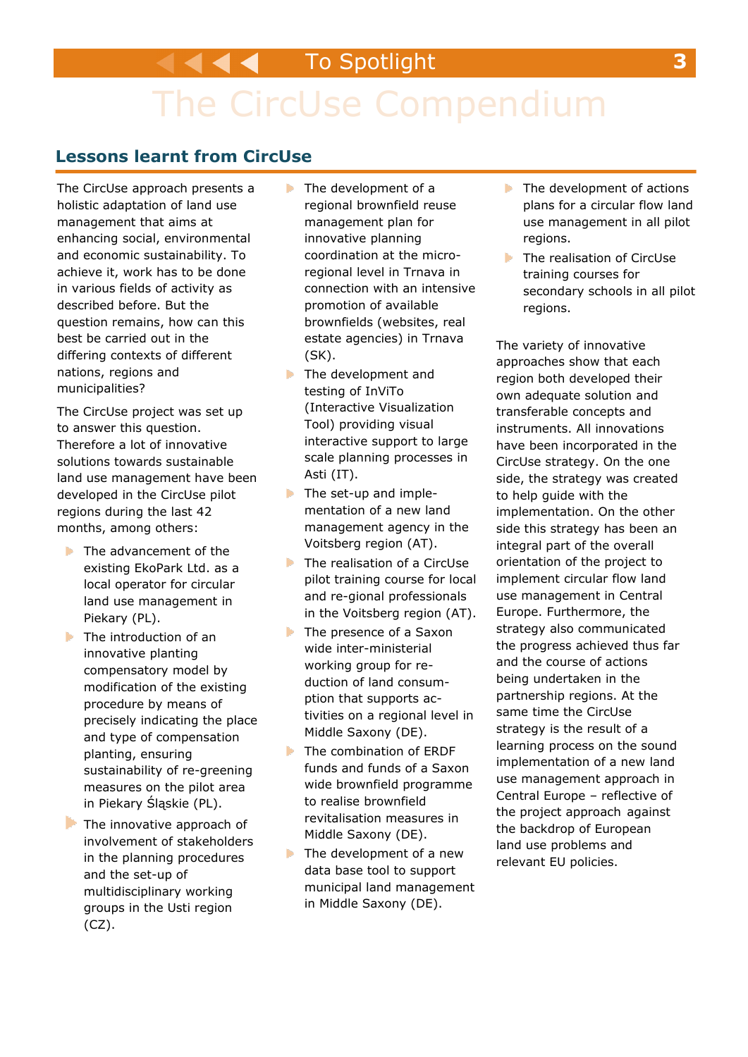## Lessons learnt from CircUse

The CircUse approach presents a holistic adaptation of land use management that aims at enhancing social, environmental and economic sustainability. To achieve it, work has to be done in various fields of activity as described before. But the question remains, how can this best be carried out in the differing contexts of different nations, regions and municipalities?

The CircUse project was set up to answer this question. Therefore a lot of innovative solutions towards sustainable land use management have been developed in the CircUse pilot regions during the last 42 months, among others:

- The advancement of the existing EkoPark Ltd. as a local operator for circular land use management in Piekary (PL).
- The introduction of an innovative planting compensatory model by modification of the existing procedure by means of precisely indicating the place and type of compensation planting, ensuring sustainability of re-greening measures on the pilot area in Piekary Śląskie (PL).
- The innovative approach of involvement of stakeholders in the planning procedures and the set-up of multidisciplinary working groups in the Usti region (CZ).
- The development of a regional brownfield reuse management plan for innovative planning coordination at the micro-regional level in Trnava in connection with an intensive promotion of available brownfields (websites, real estate agencies) in Trnava (SK).
- The development and testing of InViTo (Interactive Visualization Tool) providing visual interactive support to large scale planning processes in Asti (IT).
- The set-up and implementation of a new land management agency in the Voitsberg region (AT).
- The realisation of a CircUse pilot training course for local and regional professionals in the Voitsberg region (AT).
- The presence of a Saxon wide inter-ministerial working group for reduction of land consumption that supports activities on a regional level in Middle Saxony (DE).
- The combination of ERDF funds and funds of a Saxon wide brownfield programme to realise brownfield revitalisation measures in Middle Saxony (DE).
- The development of a new data base tool to support municipal land management in Middle Saxony (DE).
- The development of actions plans for a circular flow land use management in all pilot regions.
- The realisation of CircUse training courses for secondary schools in all pilot regions.

The variety of innovative approaches show that each region both developed their own adequate solution and transferable concepts and instruments. All innovations have been incorporated in the CircUse strategy. On the one side, the strategy was created to help guide with the implementation. On the other side this strategy has been an integral part of the overall orientation of the project to implement circular flow land use management in Central Europe. Furthermore, the strategy also communicated the progress achieved thus far and the course of actions being undertaken in the partnership regions. At the same time the CircUse strategy is the result of a learning process on the sound implementation of a new land use management approach in Central Europe – reflective of the project approach against the backdrop of European land use problems and relevant EU policies.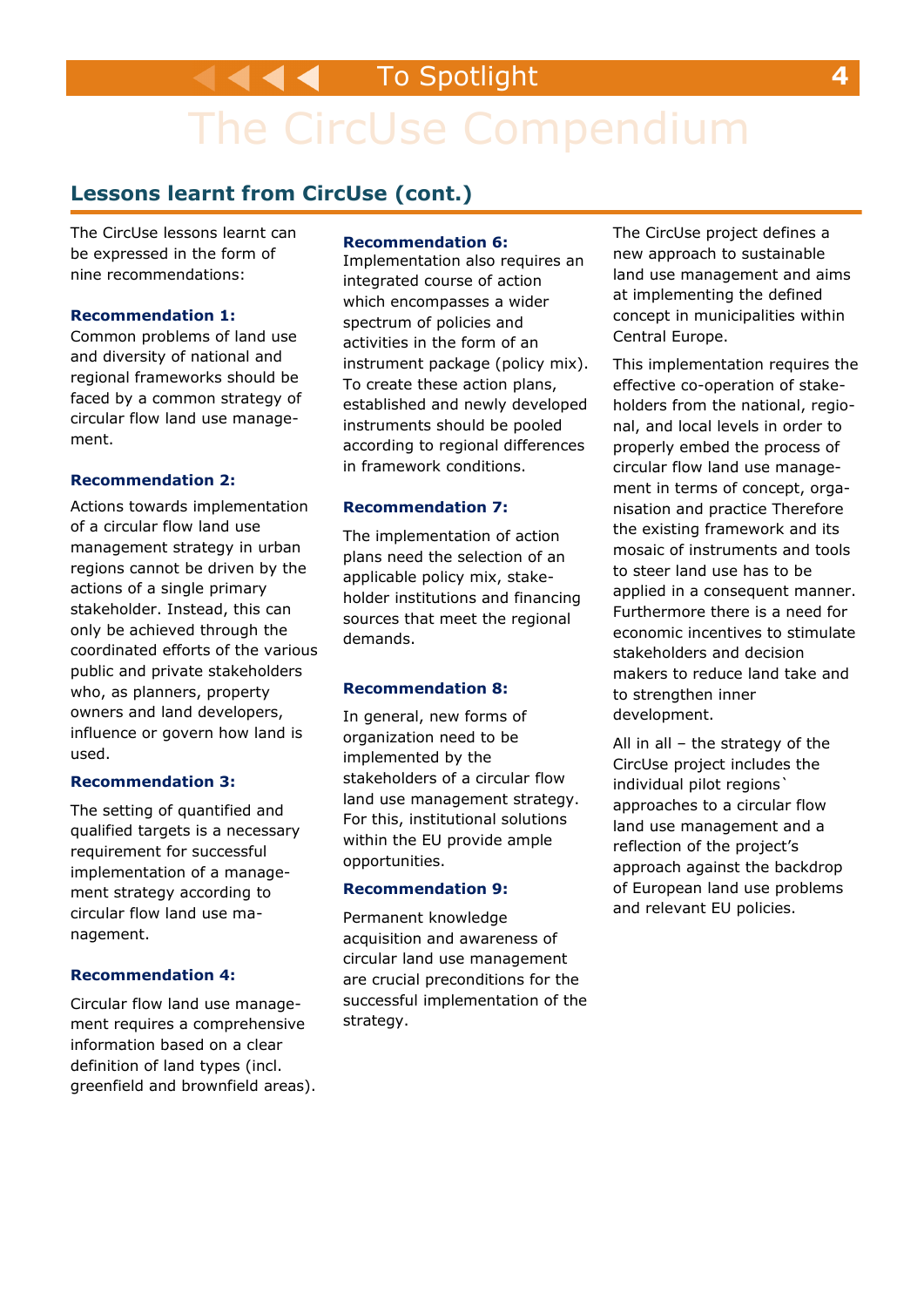## Lessons learnt from CircUse (cont.)

The CircUse lessons learnt can be expressed in the form of nine recommendations:

**Recommendation 1:**
Common problems of land use and diversity of national and regional frameworks should be faced by a common strategy of circular flow land use management.

**Recommendation 2:**

Actions towards implementation of a circular flow land use management strategy in urban regions cannot be driven by the actions of a single primary stakeholder. Instead, this can only be achieved through the coordinated efforts of the various public and private stakeholders who, as planners, property owners and land developers, influence or govern how land is used.

**Recommendation 3:**

The setting of quantified and qualified targets is a necessary requirement for successful implementation of a management strategy according to circular flow land use management.

**Recommendation 4:**

Circular flow land use management requires a comprehensive information based on a clear definition of land types (incl. greenfield and brownfield areas).

**Recommendation 6:**
Implementation also requires an integrated course of action which encompasses a wider spectrum of policies and activities in the form of an instrument package (policy mix). To create these action plans, established and newly developed instruments should be pooled according to regional differences in framework conditions.

**Recommendation 7:**

The implementation of action plans need the selection of an applicable policy mix, stakeholder institutions and financing sources that meet the regional demands.

**Recommendation 8:**

In general, new forms of organization need to be implemented by the stakeholders of a circular flow land use management strategy. For this, institutional solutions within the EU provide ample opportunities.

**Recommendation 9:**

Permanent knowledge acquisition and awareness of circular land use management are crucial preconditions for the successful implementation of the strategy.

The CircUse project defines a new approach to sustainable land use management and aims at implementing the defined concept in municipalities within Central Europe.

This implementation requires the effective co-operation of stakeholders from the national, regional, and local levels in order to properly embed the process of circular flow land use management in terms of concept, organisation and practice Therefore the existing framework and its mosaic of instruments and tools to steer land use has to be applied in a consequent manner. Furthermore there is a need for economic incentives to stimulate stakeholders and decision makers to reduce land take and to strengthen inner development.

All in all – the strategy of the CircUse project includes the individual pilot regions` approaches to a circular flow land use management and a reflection of the project's approach against the backdrop of European land use problems and relevant EU policies.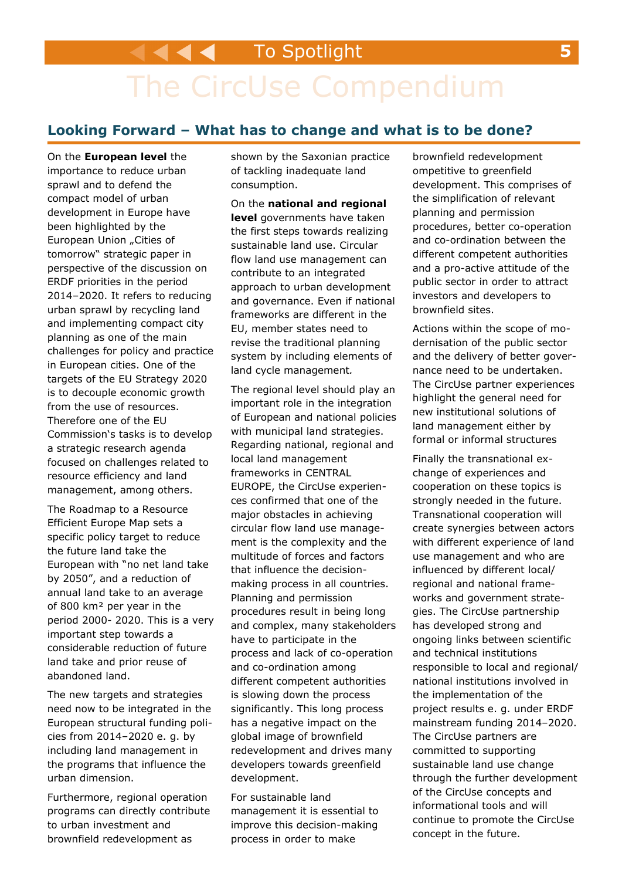## Looking Forward – What has to change and what is to be done?

On the **European level** the importance to reduce urban sprawl and to defend the compact model of urban development in Europe have been highlighted by the European Union „Cities of tomorrow" strategic paper in perspective of the discussion on ERDF priorities in the period 2014–2020. It refers to reducing urban sprawl by recycling land and implementing compact city planning as one of the main challenges for policy and practice in European cities. One of the targets of the EU Strategy 2020 is to decouple economic growth from the use of resources. Therefore one of the EU Commission's tasks is to develop a strategic research agenda focused on challenges related to resource efficiency and land management, among others.

The Roadmap to a Resource Efficient Europe Map sets a specific policy target to reduce the future land take the European with "no net land take by 2050", and a reduction of annual land take to an average of 800 km² per year in the period 2000- 2020. This is a very important step towards a considerable reduction of future land take and prior reuse of abandoned land.

The new targets and strategies need now to be integrated in the European structural funding policies from 2014–2020 e. g. by including land management in the programs that influence the urban dimension.

Furthermore, regional operation programs can directly contribute to urban investment and brownfield redevelopment as shown by the Saxonian practice of tackling inadequate land consumption.

On the **national and regional level** governments have taken the first steps towards realizing sustainable land use. Circular flow land use management can contribute to an integrated approach to urban development and governance. Even if national frameworks are different in the EU, member states need to revise the traditional planning system by including elements of land cycle management.

The regional level should play an important role in the integration of European and national policies with municipal land strategies. Regarding national, regional and local land management frameworks in CENTRAL EUROPE, the CircUse experiences confirmed that one of the major obstacles in achieving circular flow land use management is the complexity and the multitude of forces and factors that influence the decision-making process in all countries. Planning and permission procedures result in being long and complex, many stakeholders have to participate in the process and lack of co-operation and co-ordination among different competent authorities is slowing down the process significantly. This long process has a negative impact on the global image of brownfield redevelopment and drives many developers towards greenfield development.

For sustainable land management it is essential to improve this decision-making process in order to make brownfield redevelopment ompetitive to greenfield development. This comprises of the simplification of relevant planning and permission procedures, better co-operation and co-ordination between the different competent authorities and a pro-active attitude of the public sector in order to attract investors and developers to brownfield sites.

Actions within the scope of modernisation of the public sector and the delivery of better governance need to be undertaken. The CircUse partner experiences highlight the general need for new institutional solutions of land management either by formal or informal structures

Finally the transnational exchange of experiences and cooperation on these topics is strongly needed in the future. Transnational cooperation will create synergies between actors with different experience of land use management and who are influenced by different local/ regional and national frameworks and government strategies. The CircUse partnership has developed strong and ongoing links between scientific and technical institutions responsible to local and regional/ national institutions involved in the implementation of the project results e. g. under ERDF mainstream funding 2014–2020. The CircUse partners are committed to supporting sustainable land use change through the further development of the CircUse concepts and informational tools and will continue to promote the CircUse concept in the future.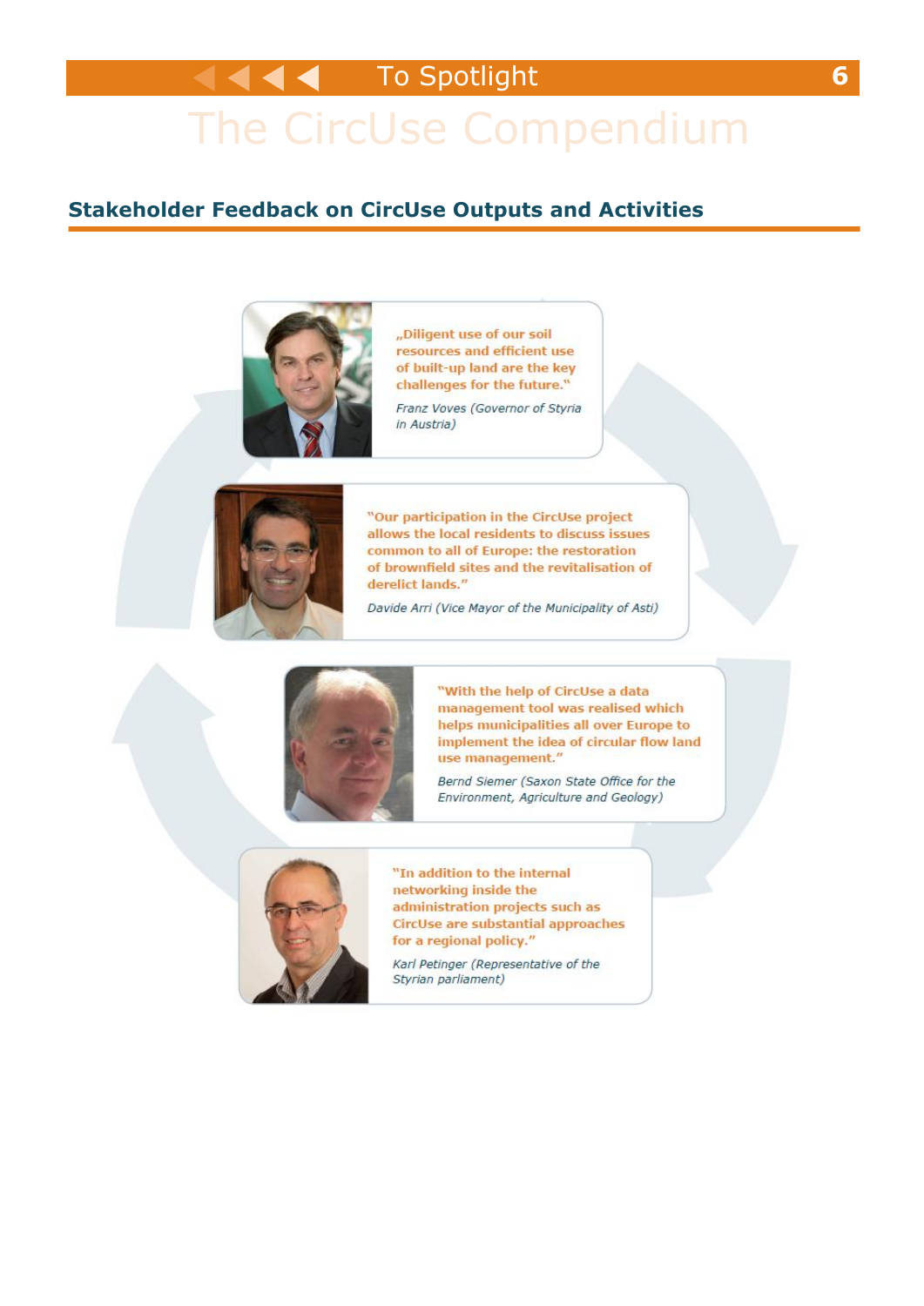## Stakeholder Feedback on CircUse Outputs and Activities

„Diligent use of our soil resources and efficient use of built-up land are the key challenges for the future."

*Franz Voves (Governor of Styria in Austria)*

"Our participation in the CircUse project allows the local residents to discuss issues common to all of Europe: the restoration of brownfield sites and the revitalisation of derelict lands."

*Davide Arri (Vice Mayor of the Municipality of Asti)*

"With the help of CircUse a data management tool was realised which helps municipalities all over Europe to implement the idea of circular flow land use management."

*Bernd Siemer (Saxon State Office for the Environment, Agriculture and Geology)*

"In addition to the internal networking inside the administration projects such as CircUse are substantial approaches for a regional policy."

*Karl Petinger (Representative of the Styrian parliament)*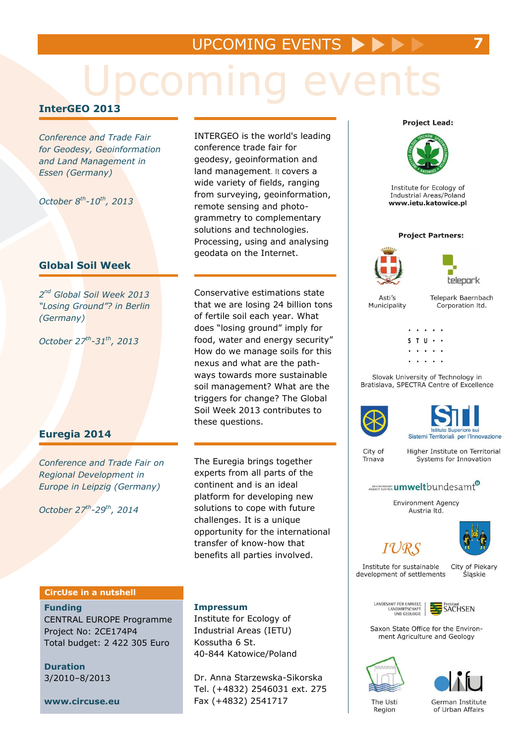# Upcoming events

## InterGEO 2013

*Conference and Trade Fair for Geodesy, Geoinformation and Land Management in Essen (Germany)*

*October 8th-10th, 2013*

INTERGEO is the world's leading conference trade fair for geodesy, geoinformation and land management. It covers a wide variety of fields, ranging from surveying, geoinformation, remote sensing and photo-grammetry to complementary solutions and technologies. Processing, using and analysing geodata on the Internet.

## Global Soil Week

*2nd Global Soil Week 2013 "Losing Ground"? in Berlin (Germany)*

*October 27th-31th, 2013*

Conservative estimations state that we are losing 24 billion tons of fertile soil each year. What does "losing ground" imply for food, water and energy security" How do we manage soils for this nexus and what are the path-ways towards more sustainable soil management? What are the triggers for change? The Global Soil Week 2013 contributes to these questions.

## Euregia 2014

*Conference and Trade Fair on Regional Development in Europe in Leipzig (Germany)*

*October 27th-29th, 2014*

The Euregia brings together experts from all parts of the continent and is an ideal platform for developing new solutions to cope with future challenges. It is a unique opportunity for the international transfer of know-how that benefits all parties involved.

### CircUse in a nutshell

**Funding**
CENTRAL EUROPE Programme
Project No: 2CE174P4
Total budget: 2 422 305 Euro

**Duration**
3/2010–8/2013

**www.circuse.eu**

### Impressum

Institute for Ecology of Industrial Areas (IETU)
Kossutha 6 St.
40-844 Katowice/Poland

Dr. Anna Starzewska-Sikorska
Tel. (+4832) 2546031 ext. 275
Fax (+4832) 2541717

**Project Lead:**

Institute for Ecology of Industrial Areas/Poland
**www.ietu.katowice.pl**

**Project Partners:**

Asti's Municipality

Telepark Baernbach Corporation ltd.

Slovak University of Technology in Bratislava, SPECTRA Centre of Excellence

City of Trnava

Higher Institute on Territorial Systems for Innovation

Environment Agency Austria ltd.

Institute for sustainable development of settlements

City of Piekary Śląskie

Saxon State Office for the Environ-ment Agriculture and Geology

The Usti Region

German Institute of Urban Affairs